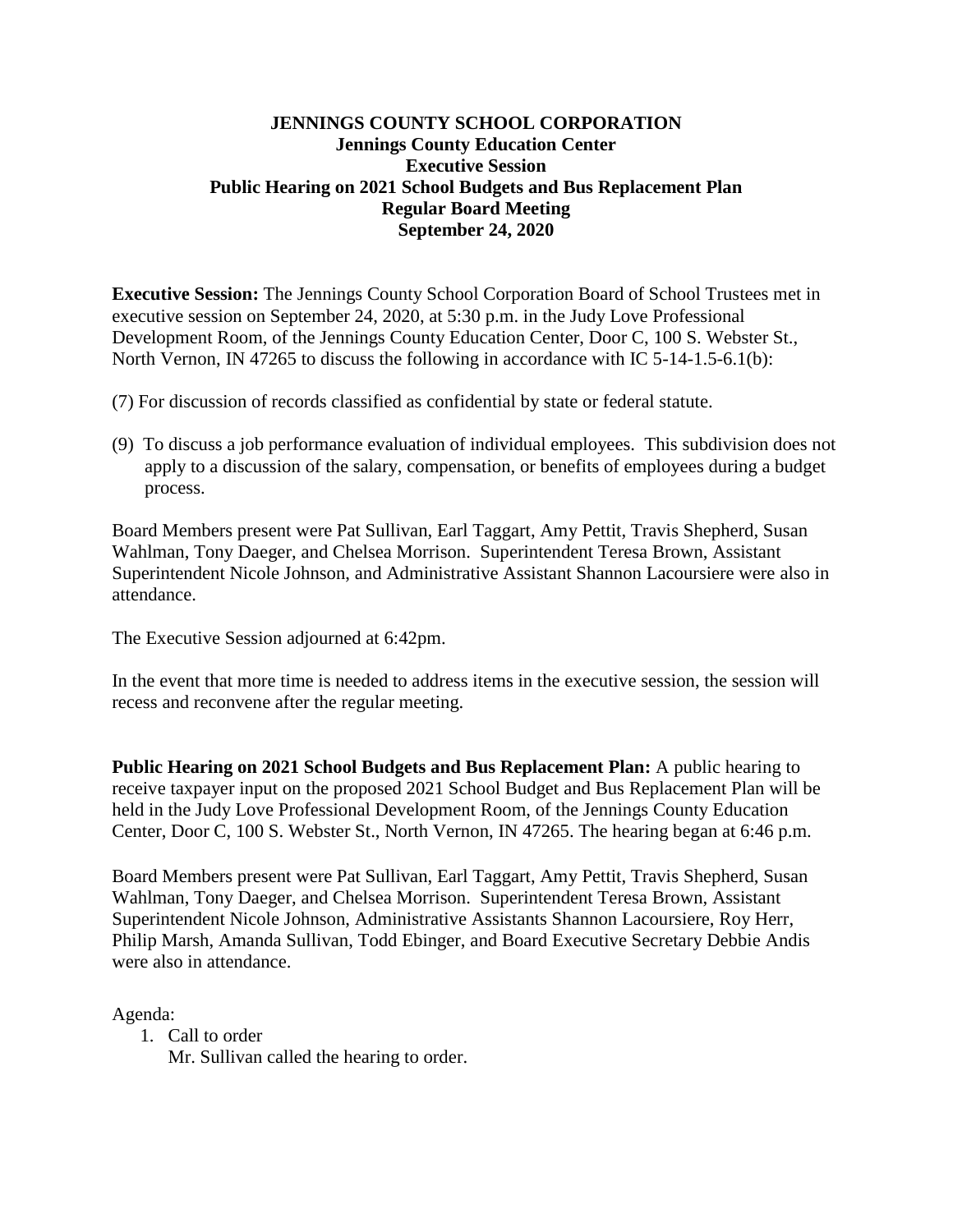**JENNINGS COUNTY SCHOOL CORPORATION**
**Jennings County Education Center**
**Executive Session**
**Public Hearing on 2021 School Budgets and Bus Replacement Plan**
**Regular Board Meeting**
**September 24, 2020**

**Executive Session:** The Jennings County School Corporation Board of School Trustees met in executive session on September 24, 2020, at 5:30 p.m. in the Judy Love Professional Development Room, of the Jennings County Education Center, Door C, 100 S. Webster St., North Vernon, IN 47265 to discuss the following in accordance with IC 5-14-1.5-6.1(b):

(7) For discussion of records classified as confidential by state or federal statute.

(9) To discuss a job performance evaluation of individual employees. This subdivision does not apply to a discussion of the salary, compensation, or benefits of employees during a budget process.

Board Members present were Pat Sullivan, Earl Taggart, Amy Pettit, Travis Shepherd, Susan Wahlman, Tony Daeger, and Chelsea Morrison. Superintendent Teresa Brown, Assistant Superintendent Nicole Johnson, and Administrative Assistant Shannon Lacoursiere were also in attendance.

The Executive Session adjourned at 6:42pm.

In the event that more time is needed to address items in the executive session, the session will recess and reconvene after the regular meeting.

**Public Hearing on 2021 School Budgets and Bus Replacement Plan:** A public hearing to receive taxpayer input on the proposed 2021 School Budget and Bus Replacement Plan will be held in the Judy Love Professional Development Room, of the Jennings County Education Center, Door C, 100 S. Webster St., North Vernon, IN 47265. The hearing began at 6:46 p.m.

Board Members present were Pat Sullivan, Earl Taggart, Amy Pettit, Travis Shepherd, Susan Wahlman, Tony Daeger, and Chelsea Morrison. Superintendent Teresa Brown, Assistant Superintendent Nicole Johnson, Administrative Assistants Shannon Lacoursiere, Roy Herr, Philip Marsh, Amanda Sullivan, Todd Ebinger, and Board Executive Secretary Debbie Andis were also in attendance.

Agenda:

1. Call to order
   Mr. Sullivan called the hearing to order.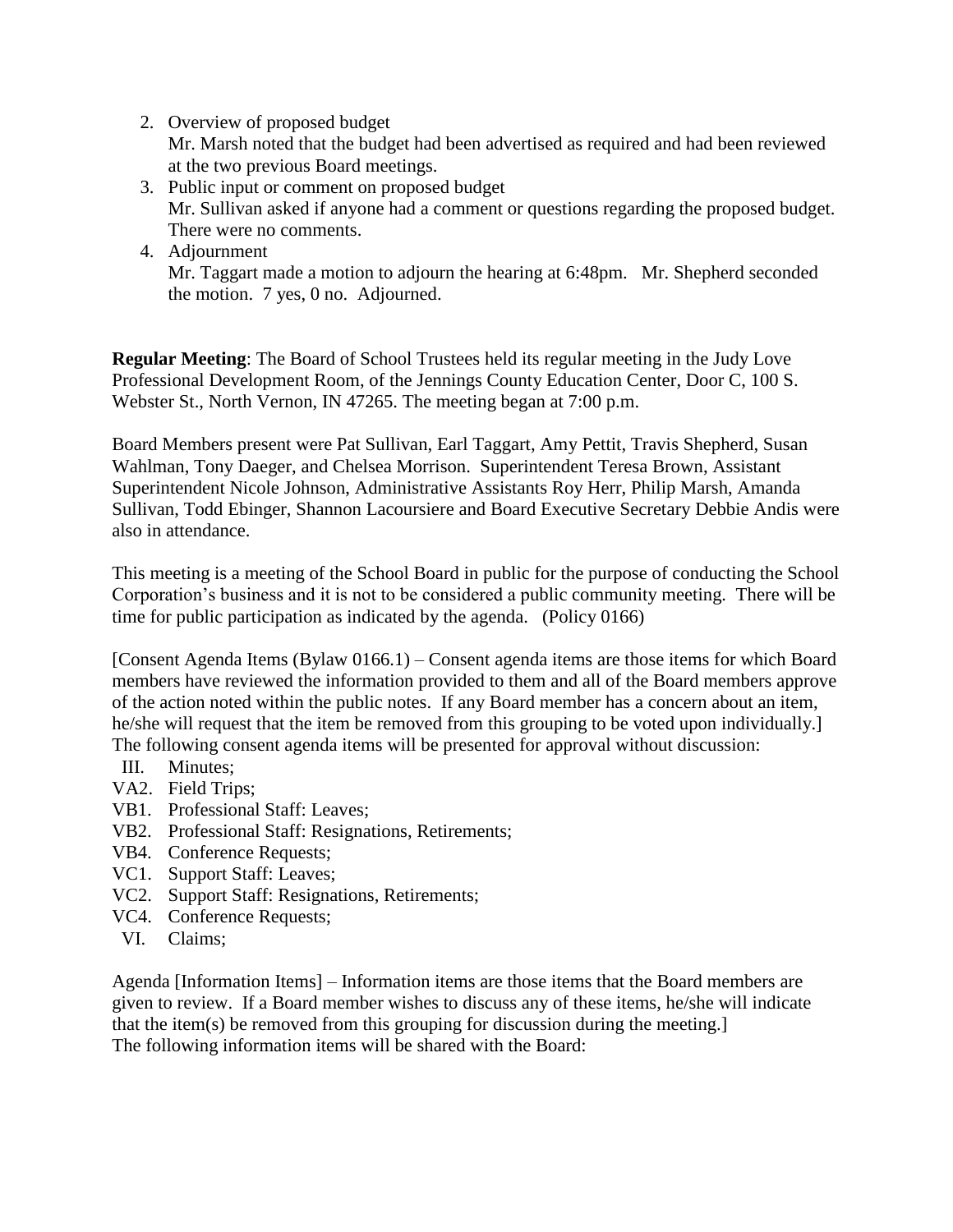2. Overview of proposed budget
   Mr. Marsh noted that the budget had been advertised as required and had been reviewed at the two previous Board meetings.
3. Public input or comment on proposed budget
   Mr. Sullivan asked if anyone had a comment or questions regarding the proposed budget. There were no comments.
4. Adjournment
   Mr. Taggart made a motion to adjourn the hearing at 6:48pm. Mr. Shepherd seconded the motion. 7 yes, 0 no. Adjourned.

**Regular Meeting**: The Board of School Trustees held its regular meeting in the Judy Love Professional Development Room, of the Jennings County Education Center, Door C, 100 S. Webster St., North Vernon, IN 47265. The meeting began at 7:00 p.m.

Board Members present were Pat Sullivan, Earl Taggart, Amy Pettit, Travis Shepherd, Susan Wahlman, Tony Daeger, and Chelsea Morrison. Superintendent Teresa Brown, Assistant Superintendent Nicole Johnson, Administrative Assistants Roy Herr, Philip Marsh, Amanda Sullivan, Todd Ebinger, Shannon Lacoursiere and Board Executive Secretary Debbie Andis were also in attendance.

This meeting is a meeting of the School Board in public for the purpose of conducting the School Corporation's business and it is not to be considered a public community meeting. There will be time for public participation as indicated by the agenda. (Policy 0166)

[Consent Agenda Items (Bylaw 0166.1) – Consent agenda items are those items for which Board members have reviewed the information provided to them and all of the Board members approve of the action noted within the public notes. If any Board member has a concern about an item, he/she will request that the item be removed from this grouping to be voted upon individually.] The following consent agenda items will be presented for approval without discussion:

- III. Minutes;
- VA2. Field Trips;
- VB1. Professional Staff: Leaves;
- VB2. Professional Staff: Resignations, Retirements;
- VB4. Conference Requests;
- VC1. Support Staff: Leaves;
- VC2. Support Staff: Resignations, Retirements;
- VC4. Conference Requests;
- VI. Claims;

Agenda [Information Items] – Information items are those items that the Board members are given to review. If a Board member wishes to discuss any of these items, he/she will indicate that the item(s) be removed from this grouping for discussion during the meeting.]
The following information items will be shared with the Board: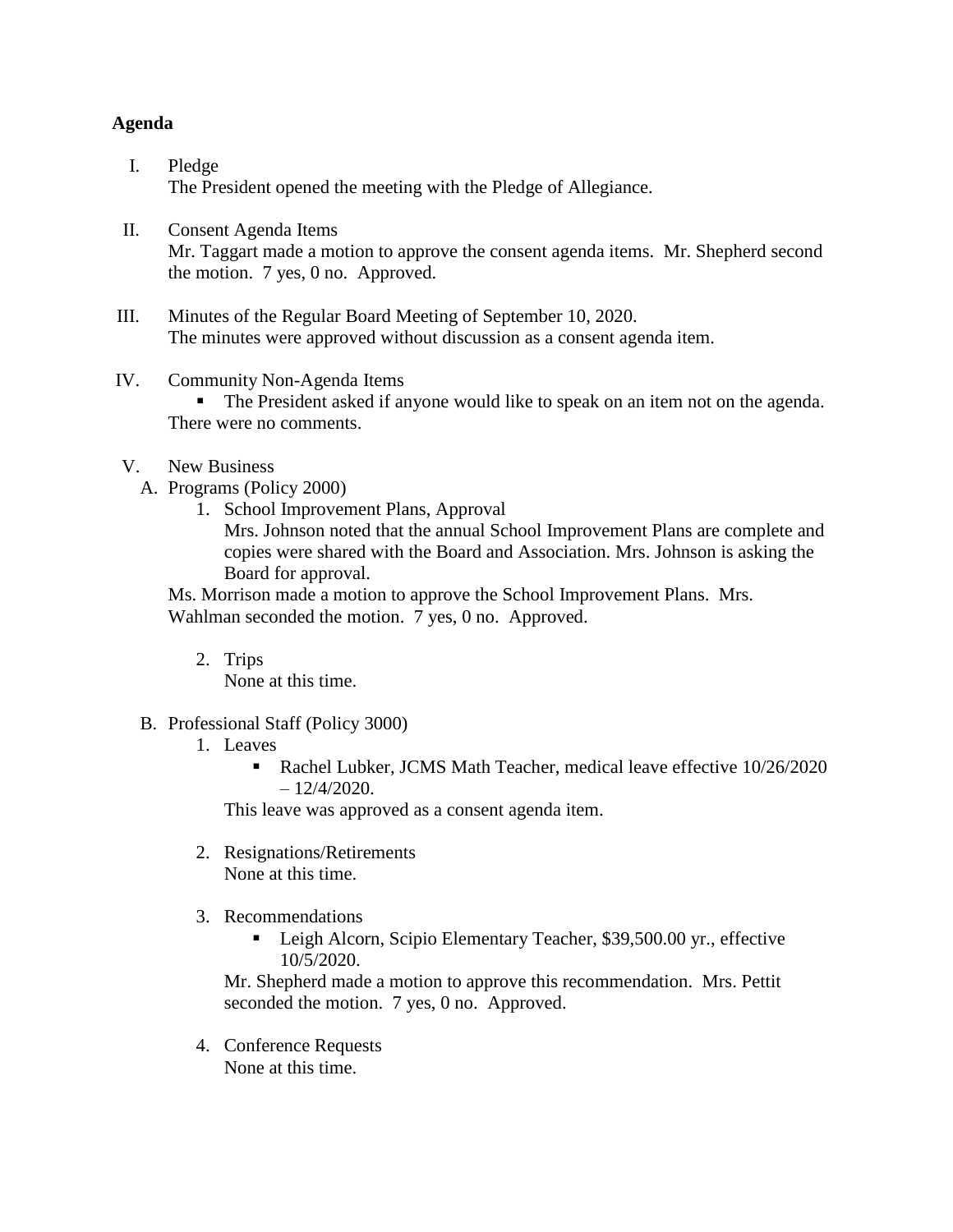**Agenda**

I. Pledge
The President opened the meeting with the Pledge of Allegiance.

II. Consent Agenda Items
Mr. Taggart made a motion to approve the consent agenda items. Mr. Shepherd second the motion. 7 yes, 0 no. Approved.

III. Minutes of the Regular Board Meeting of September 10, 2020.
The minutes were approved without discussion as a consent agenda item.

IV. Community Non-Agenda Items
- The President asked if anyone would like to speak on an item not on the agenda. There were no comments.

V. New Business

A. Programs (Policy 2000)

1. School Improvement Plans, Approval
Mrs. Johnson noted that the annual School Improvement Plans are complete and copies were shared with the Board and Association. Mrs. Johnson is asking the Board for approval.

Ms. Morrison made a motion to approve the School Improvement Plans. Mrs. Wahlman seconded the motion. 7 yes, 0 no. Approved.

2. Trips
None at this time.

B. Professional Staff (Policy 3000)

1. Leaves
   - Rachel Lubker, JCMS Math Teacher, medical leave effective 10/26/2020 – 12/4/2020.

   This leave was approved as a consent agenda item.

2. Resignations/Retirements
None at this time.

3. Recommendations
   - Leigh Alcorn, Scipio Elementary Teacher, $39,500.00 yr., effective 10/5/2020.

   Mr. Shepherd made a motion to approve this recommendation. Mrs. Pettit seconded the motion. 7 yes, 0 no. Approved.

4. Conference Requests
None at this time.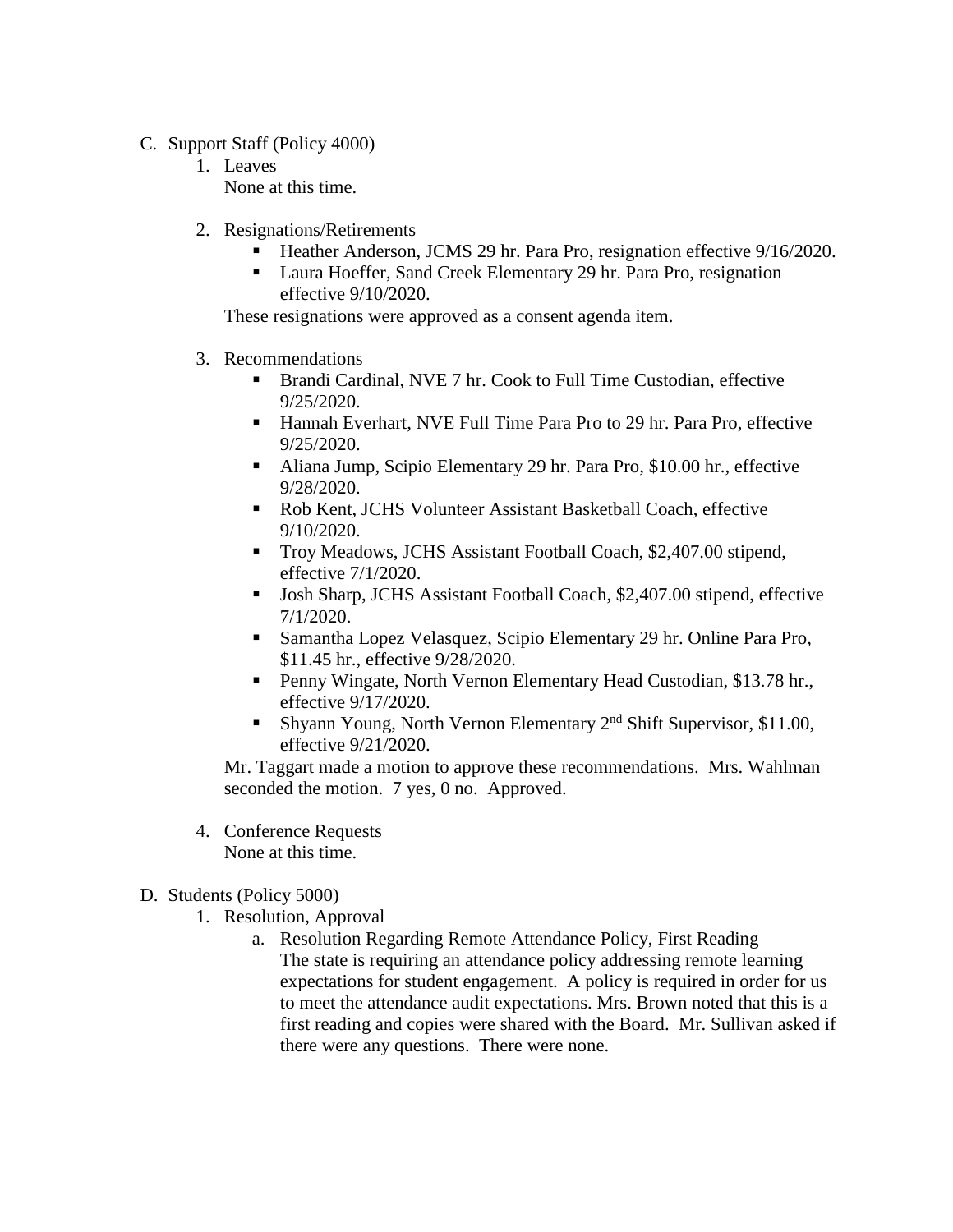C. Support Staff (Policy 4000)

1. Leaves

   None at this time.

2. Resignations/Retirements

   - Heather Anderson, JCMS 29 hr. Para Pro, resignation effective 9/16/2020.
   - Laura Hoeffer, Sand Creek Elementary 29 hr. Para Pro, resignation effective 9/10/2020.

   These resignations were approved as a consent agenda item.

3. Recommendations

   - Brandi Cardinal, NVE 7 hr. Cook to Full Time Custodian, effective 9/25/2020.
   - Hannah Everhart, NVE Full Time Para Pro to 29 hr. Para Pro, effective 9/25/2020.
   - Aliana Jump, Scipio Elementary 29 hr. Para Pro, $10.00 hr., effective 9/28/2020.
   - Rob Kent, JCHS Volunteer Assistant Basketball Coach, effective 9/10/2020.
   - Troy Meadows, JCHS Assistant Football Coach, $2,407.00 stipend, effective 7/1/2020.
   - Josh Sharp, JCHS Assistant Football Coach, $2,407.00 stipend, effective 7/1/2020.
   - Samantha Lopez Velasquez, Scipio Elementary 29 hr. Online Para Pro, $11.45 hr., effective 9/28/2020.
   - Penny Wingate, North Vernon Elementary Head Custodian, $13.78 hr., effective 9/17/2020.
   - Shyann Young, North Vernon Elementary 2nd Shift Supervisor, $11.00, effective 9/21/2020.

   Mr. Taggart made a motion to approve these recommendations. Mrs. Wahlman seconded the motion. 7 yes, 0 no. Approved.

4. Conference Requests

   None at this time.

D. Students (Policy 5000)

1. Resolution, Approval

   a. Resolution Regarding Remote Attendance Policy, First Reading

      The state is requiring an attendance policy addressing remote learning expectations for student engagement. A policy is required in order for us to meet the attendance audit expectations. Mrs. Brown noted that this is a first reading and copies were shared with the Board. Mr. Sullivan asked if there were any questions. There were none.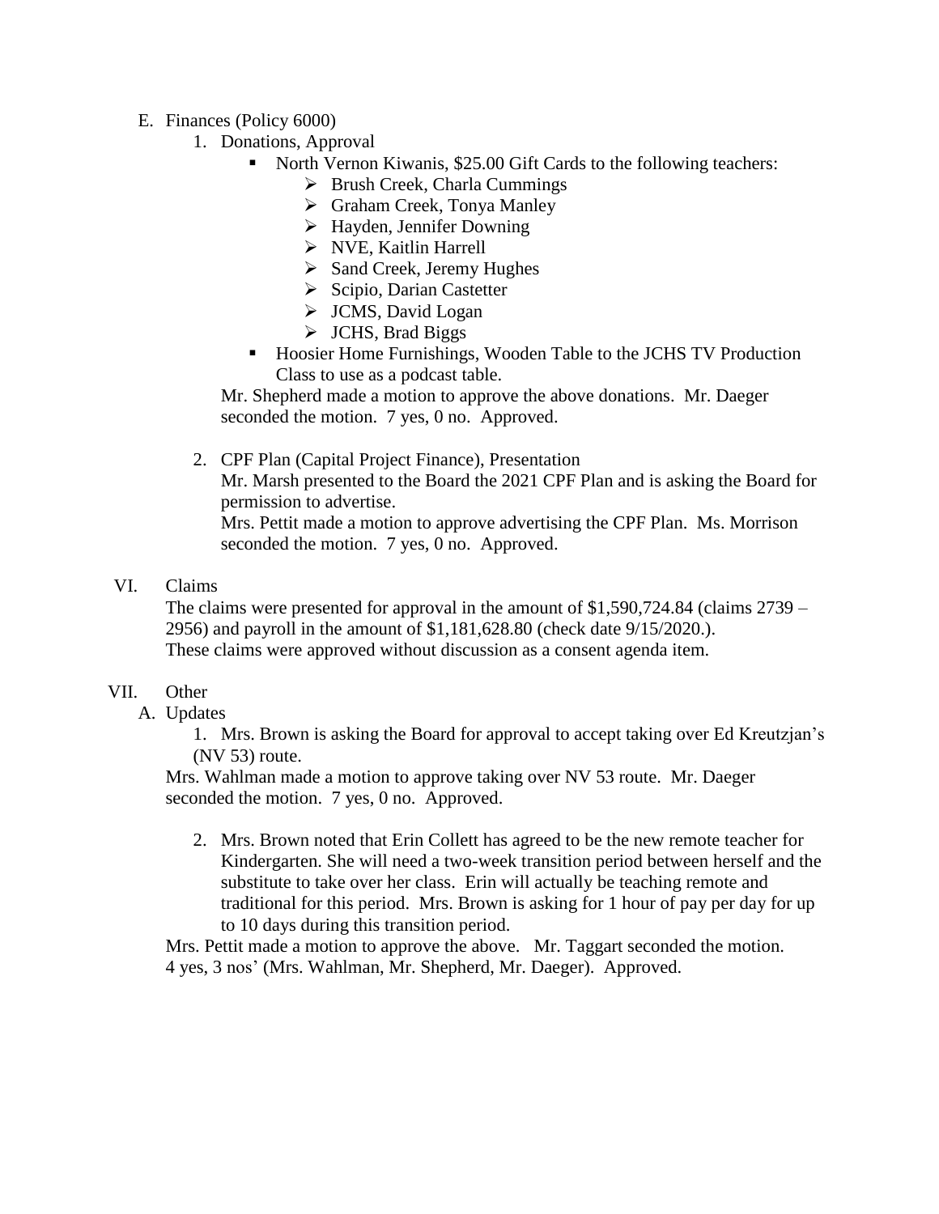E. Finances (Policy 6000)

1. Donations, Approval
   - North Vernon Kiwanis, $25.00 Gift Cards to the following teachers:
     - Brush Creek, Charla Cummings
     - Graham Creek, Tonya Manley
     - Hayden, Jennifer Downing
     - NVE, Kaitlin Harrell
     - Sand Creek, Jeremy Hughes
     - Scipio, Darian Castetter
     - JCMS, David Logan
     - JCHS, Brad Biggs
   - Hoosier Home Furnishings, Wooden Table to the JCHS TV Production Class to use as a podcast table.

   Mr. Shepherd made a motion to approve the above donations. Mr. Daeger seconded the motion. 7 yes, 0 no. Approved.

2. CPF Plan (Capital Project Finance), Presentation

   Mr. Marsh presented to the Board the 2021 CPF Plan and is asking the Board for permission to advertise.

   Mrs. Pettit made a motion to approve advertising the CPF Plan. Ms. Morrison seconded the motion. 7 yes, 0 no. Approved.

VI. Claims

The claims were presented for approval in the amount of $1,590,724.84 (claims 2739 – 2956) and payroll in the amount of $1,181,628.80 (check date 9/15/2020.).
These claims were approved without discussion as a consent agenda item.

VII. Other

A. Updates

1. Mrs. Brown is asking the Board for approval to accept taking over Ed Kreutzjan's (NV 53) route.

Mrs. Wahlman made a motion to approve taking over NV 53 route. Mr. Daeger seconded the motion. 7 yes, 0 no. Approved.

2. Mrs. Brown noted that Erin Collett has agreed to be the new remote teacher for Kindergarten. She will need a two-week transition period between herself and the substitute to take over her class. Erin will actually be teaching remote and traditional for this period. Mrs. Brown is asking for 1 hour of pay per day for up to 10 days during this transition period.

Mrs. Pettit made a motion to approve the above. Mr. Taggart seconded the motion. 4 yes, 3 nos' (Mrs. Wahlman, Mr. Shepherd, Mr. Daeger). Approved.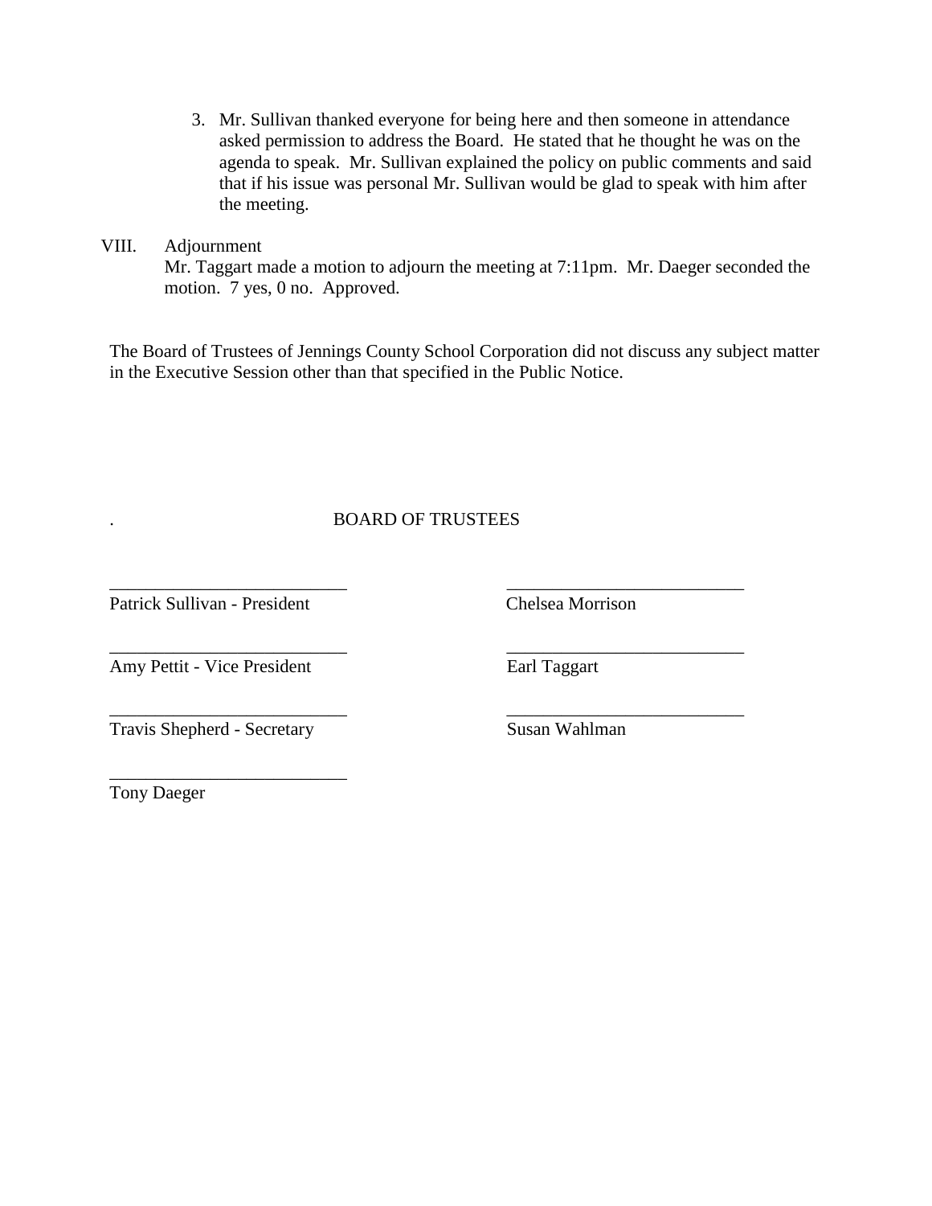3. Mr. Sullivan thanked everyone for being here and then someone in attendance asked permission to address the Board. He stated that he thought he was on the agenda to speak. Mr. Sullivan explained the policy on public comments and said that if his issue was personal Mr. Sullivan would be glad to speak with him after the meeting.

VIII. Adjournment

Mr. Taggart made a motion to adjourn the meeting at 7:11pm. Mr. Daeger seconded the motion. 7 yes, 0 no. Approved.

The Board of Trustees of Jennings County School Corporation did not discuss any subject matter in the Executive Session other than that specified in the Public Notice.

. BOARD OF TRUSTEES

| | |
|---|---|
| ___________________________ | ___________________________ |
| Patrick Sullivan - President | Chelsea Morrison |
| ___________________________ | ___________________________ |
| Amy Pettit - Vice President | Earl Taggart |
| ___________________________ | ___________________________ |
| Travis Shepherd - Secretary | Susan Wahlman |
| ___________________________ | |
| Tony Daeger | |